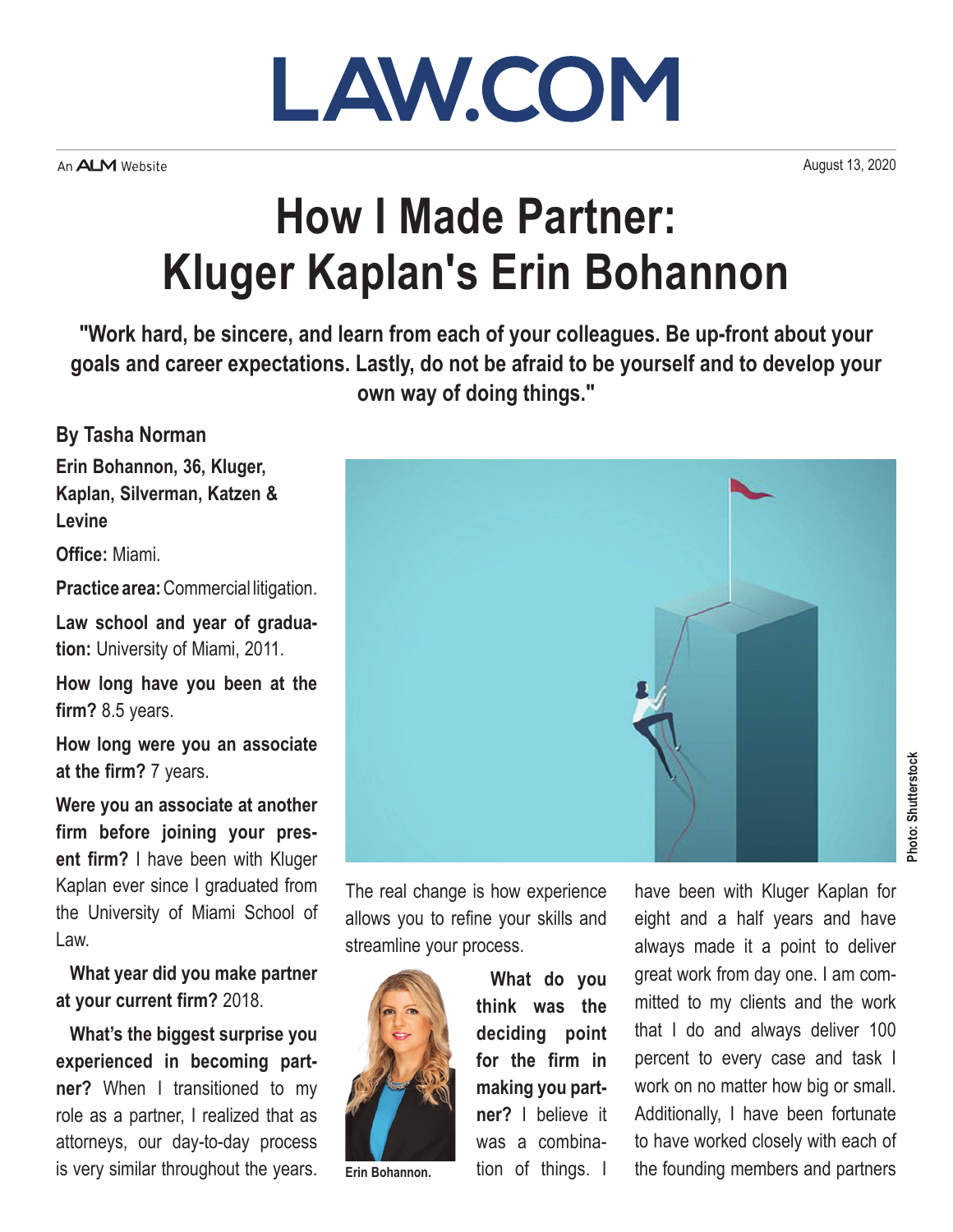LAW.COM

An ALM Website

August 13, 2020

# How I Made Partner: Kluger Kaplan's Erin Bohannon

**"Work hard, be sincere, and learn from each of your colleagues. Be up-front about your goals and career expectations. Lastly, do not be afraid to be yourself and to develop your own way of doing things."**

**By Tasha Norman**

**Erin Bohannon, 36, Kluger, Kaplan, Silverman, Katzen & Levine**

**Office:** Miami.

**Practice area:** Commercial litigation.

**Law school and year of graduation:** University of Miami, 2011.

**How long have you been at the firm?** 8.5 years.

**How long were you an associate at the firm?** 7 years.

**Were you an associate at another firm before joining your present firm?** I have been with Kluger Kaplan ever since I graduated from the University of Miami School of Law.

**What year did you make partner at your current firm?** 2018.

**What's the biggest surprise you experienced in becoming partner?** When I transitioned to my role as a partner, I realized that as attorneys, our day-to-day process is very similar throughout the years. The real change is how experience allows you to refine your skills and streamline your process.

Photo: Shutterstock

Erin Bohannon.

**What do you think was the deciding point for the firm in making you partner?** I believe it was a combination of things. I have been with Kluger Kaplan for eight and a half years and have always made it a point to deliver great work from day one. I am committed to my clients and the work that I do and always deliver 100 percent to every case and task I work on no matter how big or small. Additionally, I have been fortunate to have worked closely with each of the founding members and partners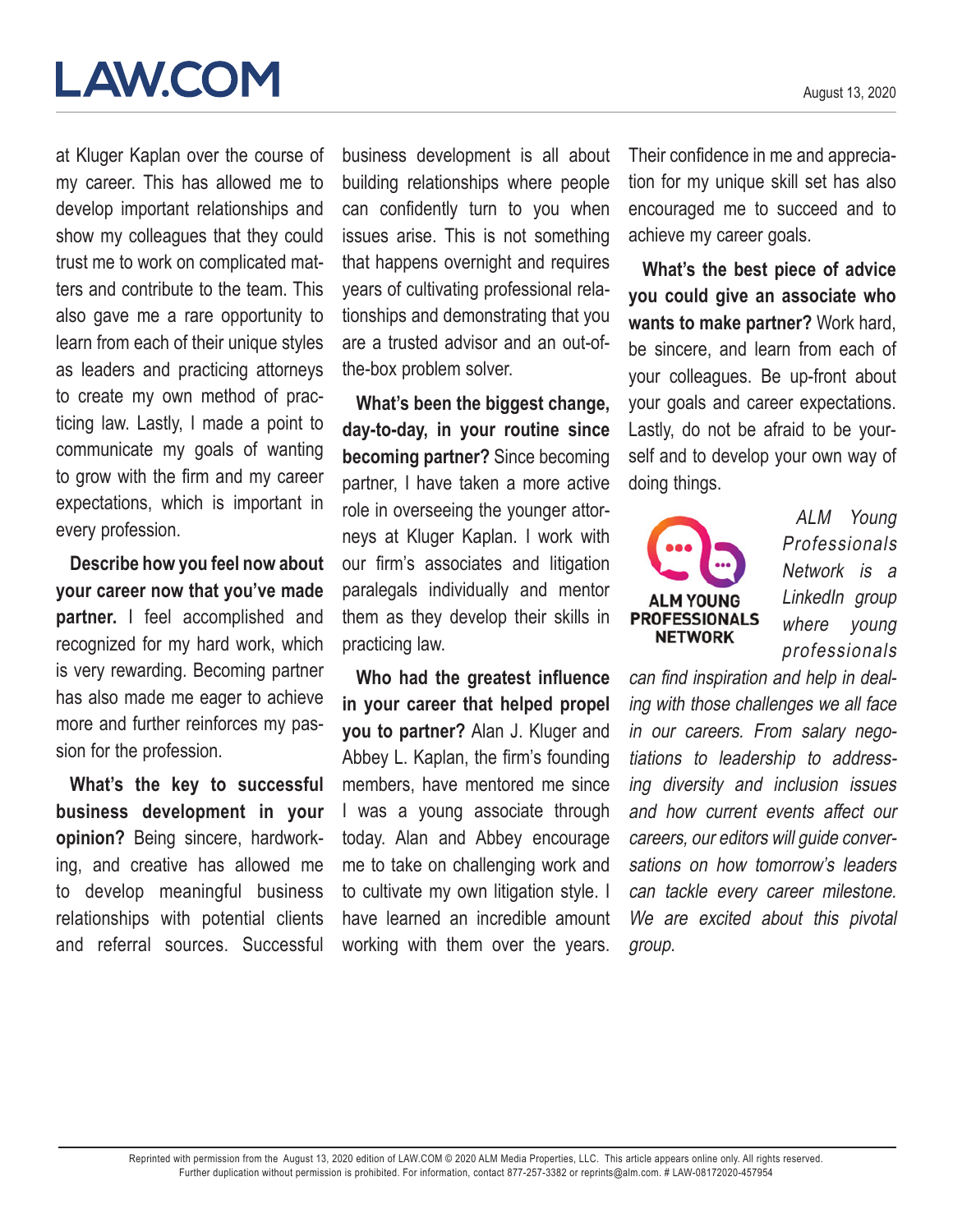at Kluger Kaplan over the course of my career. This has allowed me to develop important relationships and show my colleagues that they could trust me to work on complicated matters and contribute to the team. This also gave me a rare opportunity to learn from each of their unique styles as leaders and practicing attorneys to create my own method of practicing law. Lastly, I made a point to communicate my goals of wanting to grow with the firm and my career expectations, which is important in every profession.

**Describe how you feel now about your career now that you've made partner.** I feel accomplished and recognized for my hard work, which is very rewarding. Becoming partner has also made me eager to achieve more and further reinforces my passion for the profession.

**What's the key to successful business development in your opinion?** Being sincere, hardworking, and creative has allowed me to develop meaningful business relationships with potential clients and referral sources. Successful business development is all about building relationships where people can confidently turn to you when issues arise. This is not something that happens overnight and requires years of cultivating professional relationships and demonstrating that you are a trusted advisor and an out-of-the-box problem solver.

**What's been the biggest change, day-to-day, in your routine since becoming partner?** Since becoming partner, I have taken a more active role in overseeing the younger attorneys at Kluger Kaplan. I work with our firm's associates and litigation paralegals individually and mentor them as they develop their skills in practicing law.

**Who had the greatest influence in your career that helped propel you to partner?** Alan J. Kluger and Abbey L. Kaplan, the firm's founding members, have mentored me since I was a young associate through today. Alan and Abbey encourage me to take on challenging work and to cultivate my own litigation style. I have learned an incredible amount working with them over the years. Their confidence in me and appreciation for my unique skill set has also encouraged me to succeed and to achieve my career goals.

**What's the best piece of advice you could give an associate who wants to make partner?** Work hard, be sincere, and learn from each of your colleagues. Be up-front about your goals and career expectations. Lastly, do not be afraid to be yourself and to develop your own way of doing things.

ALM YOUNG PROFESSIONALS NETWORK

*ALM Young Professionals Network is a LinkedIn group where young professionals can find inspiration and help in dealing with those challenges we all face in our careers. From salary negotiations to leadership to addressing diversity and inclusion issues and how current events affect our careers, our editors will guide conversations on how tomorrow's leaders can tackle every career milestone. We are excited about this pivotal group.*

Reprinted with permission from the August 13, 2020 edition of LAW.COM © 2020 ALM Media Properties, LLC. This article appears online only. All rights reserved. Further duplication without permission is prohibited. For information, contact 877-257-3382 or reprints@alm.com. # LAW-08172020-457954